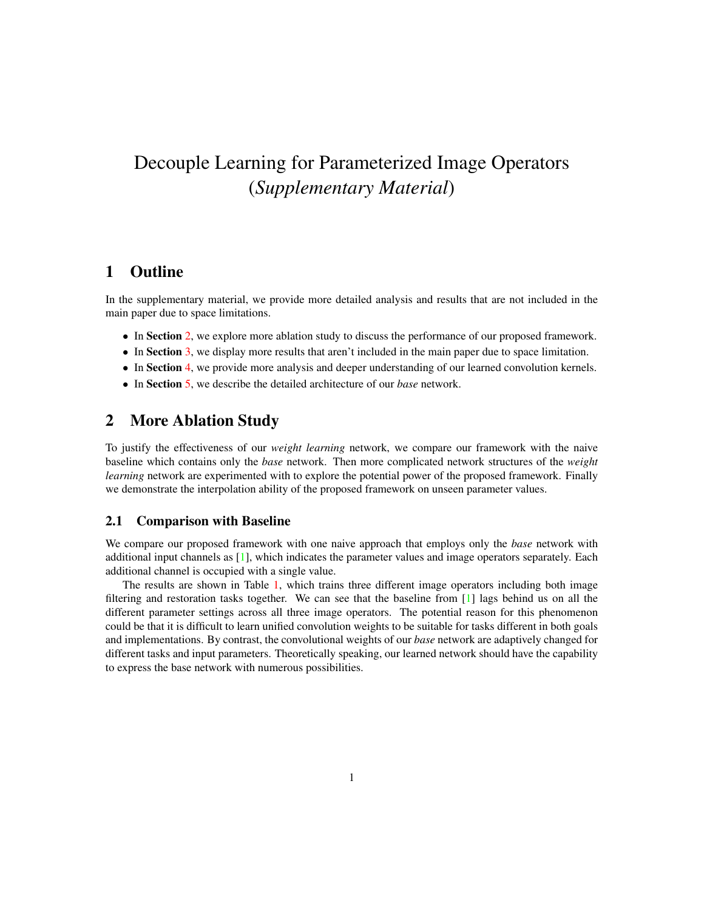# Decouple Learning for Parameterized Image Operators (*Supplementary Material*)

## 1 Outline

In the supplementary material, we provide more detailed analysis and results that are not included in the main paper due to space limitations.

- In **Section** 2, we explore more ablation study to discuss the performance of our proposed framework.
- In **Section** 3, we display more results that aren't included in the main paper due to space limitation.
- In **Section** 4, we provide more analysis and deeper understanding of our learned convolution kernels.
- In **Section** 5, we describe the detailed architecture of our *base* network.

## 2 More Ablation Study

To justify the effectiveness of our *weight learning* network, we compare our framework with the naive baseline which contains only the *base* network. Then more complicated network structures of the *weight learning* network are experimented with to explore the potential power of the proposed framework. Finally we demonstrate the interpolation ability of the proposed framework on unseen parameter values.

### 2.1 Comparison with Baseline

We compare our proposed framework with one naive approach that employs only the *base* network with additional input channels as [1], which indicates the parameter values and image operators separately. Each additional channel is occupied with a single value.

The results are shown in Table 1, which trains three different image operators including both image filtering and restoration tasks together. We can see that the baseline from [1] lags behind us on all the different parameter settings across all three image operators. The potential reason for this phenomenon could be that it is difficult to learn unified convolution weights to be suitable for tasks different in both goals and implementations. By contrast, the convolutional weights of our *base* network are adaptively changed for different tasks and input parameters. Theoretically speaking, our learned network should have the capability to express the base network with numerous possibilities.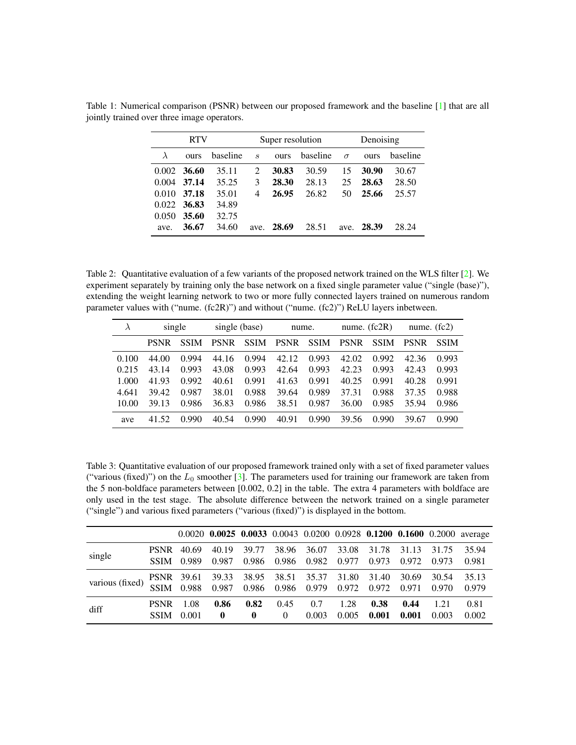Table 1: Numerical comparison (PSNR) between our proposed framework and the baseline [1] that are all jointly trained over three image operators.

| RTV | | | Super resolution | | | Denoising | | |
|---|---|---|---|---|---|---|---|---|
| $\lambda$ | ours | baseline | $s$ | ours | baseline | $\sigma$ | ours | baseline |
| 0.002 | **36.60** | 35.11 | 2 | **30.83** | 30.59 | 15 | **30.90** | 30.67 |
| 0.004 | **37.14** | 35.25 | 3 | **28.30** | 28.13 | 25 | **28.63** | 28.50 |
| 0.010 | **37.18** | 35.01 | 4 | **26.95** | 26.82 | 50 | **25.66** | 25.57 |
| 0.022 | **36.83** | 34.89 | | | | | | |
| 0.050 | **35.60** | 32.75 | | | | | | |
| ave. | **36.67** | 34.60 | ave. | **28.69** | 28.51 | ave. | **28.39** | 28.24 |

Table 2: Quantitative evaluation of a few variants of the proposed network trained on the WLS filter [2]. We experiment separately by training only the base network on a fixed single parameter value ("single (base)"), extending the weight learning network to two or more fully connected layers trained on numerous random parameter values with ("nume. (fc2R)") and without ("nume. (fc2)") ReLU layers inbetween.

| $\lambda$ | single | | single (base) | | nume. | | nume. (fc2R) | | nume. (fc2) | |
|---|---|---|---|---|---|---|---|---|---|---|
| | PSNR | SSIM | PSNR | SSIM | PSNR | SSIM | PSNR | SSIM | PSNR | SSIM |
| 0.100 | 44.00 | 0.994 | 44.16 | 0.994 | 42.12 | 0.993 | 42.02 | 0.992 | 42.36 | 0.993 |
| 0.215 | 43.14 | 0.993 | 43.08 | 0.993 | 42.64 | 0.993 | 42.23 | 0.993 | 42.43 | 0.993 |
| 1.000 | 41.93 | 0.992 | 40.61 | 0.991 | 41.63 | 0.991 | 40.25 | 0.991 | 40.28 | 0.991 |
| 4.641 | 39.42 | 0.987 | 38.01 | 0.988 | 39.64 | 0.989 | 37.31 | 0.988 | 37.35 | 0.988 |
| 10.00 | 39.13 | 0.986 | 36.83 | 0.986 | 38.51 | 0.987 | 36.00 | 0.985 | 35.94 | 0.986 |
| ave | 41.52 | 0.990 | 40.54 | 0.990 | 40.91 | 0.990 | 39.56 | 0.990 | 39.67 | 0.990 |

Table 3: Quantitative evaluation of our proposed framework trained only with a set of fixed parameter values ("various (fixed)") on the $L_0$ smoother [3]. The parameters used for training our framework are taken from the 5 non-boldface parameters between [0.002, 0.2] in the table. The extra 4 parameters with boldface are only used in the test stage. The absolute difference between the network trained on a single parameter ("single") and various fixed parameters ("various (fixed)") is displayed in the bottom.

| | | 0.0020 | **0.0025** | **0.0033** | 0.0043 | 0.0200 | 0.0928 | **0.1200** | **0.1600** | 0.2000 | average |
|---|---|---|---|---|---|---|---|---|---|---|---|
| single | PSNR | 40.69 | 40.19 | 39.77 | 38.96 | 36.07 | 33.08 | 31.78 | 31.13 | 31.75 | 35.94 |
| | SSIM | 0.989 | 0.987 | 0.986 | 0.986 | 0.982 | 0.977 | 0.973 | 0.972 | 0.973 | 0.981 |
| various (fixed) | PSNR | 39.61 | 39.33 | 38.95 | 38.51 | 35.37 | 31.80 | 31.40 | 30.69 | 30.54 | 35.13 |
| | SSIM | 0.988 | 0.987 | 0.986 | 0.986 | 0.979 | 0.972 | 0.972 | 0.971 | 0.970 | 0.979 |
| diff | PSNR | 1.08 | **0.86** | **0.82** | 0.45 | 0.7 | 1.28 | **0.38** | **0.44** | 1.21 | 0.81 |
| | SSIM | 0.001 | **0** | **0** | 0 | 0.003 | 0.005 | **0.001** | **0.001** | 0.003 | 0.002 |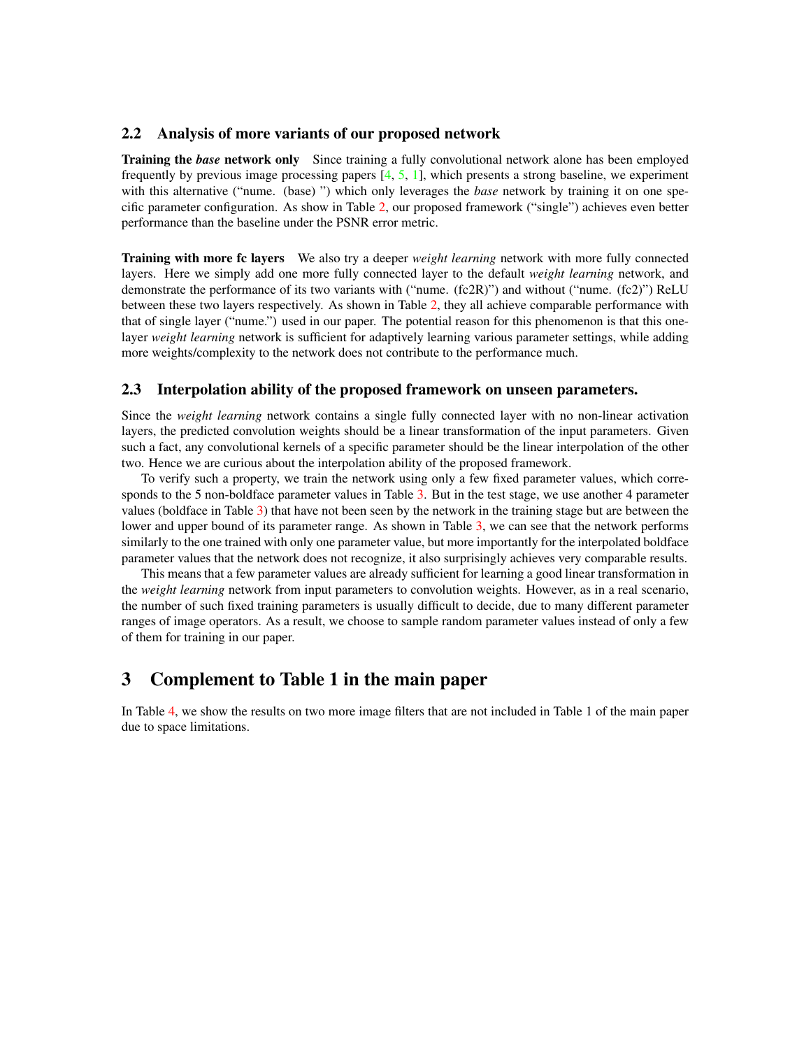## 2.2 Analysis of more variants of our proposed network

**Training the *base* network only** Since training a fully convolutional network alone has been employed frequently by previous image processing papers [4, 5, 1], which presents a strong baseline, we experiment with this alternative ("nume. (base) ") which only leverages the *base* network by training it on one specific parameter configuration. As show in Table 2, our proposed framework ("single") achieves even better performance than the baseline under the PSNR error metric.

**Training with more fc layers** We also try a deeper *weight learning* network with more fully connected layers. Here we simply add one more fully connected layer to the default *weight learning* network, and demonstrate the performance of its two variants with ("nume. (fc2R)") and without ("nume. (fc2)") ReLU between these two layers respectively. As shown in Table 2, they all achieve comparable performance with that of single layer ("nume.") used in our paper. The potential reason for this phenomenon is that this one-layer *weight learning* network is sufficient for adaptively learning various parameter settings, while adding more weights/complexity to the network does not contribute to the performance much.

## 2.3 Interpolation ability of the proposed framework on unseen parameters.

Since the *weight learning* network contains a single fully connected layer with no non-linear activation layers, the predicted convolution weights should be a linear transformation of the input parameters. Given such a fact, any convolutional kernels of a specific parameter should be the linear interpolation of the other two. Hence we are curious about the interpolation ability of the proposed framework.

To verify such a property, we train the network using only a few fixed parameter values, which corresponds to the 5 non-boldface parameter values in Table 3. But in the test stage, we use another 4 parameter values (boldface in Table 3) that have not been seen by the network in the training stage but are between the lower and upper bound of its parameter range. As shown in Table 3, we can see that the network performs similarly to the one trained with only one parameter value, but more importantly for the interpolated boldface parameter values that the network does not recognize, it also surprisingly achieves very comparable results.

This means that a few parameter values are already sufficient for learning a good linear transformation in the *weight learning* network from input parameters to convolution weights. However, as in a real scenario, the number of such fixed training parameters is usually difficult to decide, due to many different parameter ranges of image operators. As a result, we choose to sample random parameter values instead of only a few of them for training in our paper.

# 3 Complement to Table 1 in the main paper

In Table 4, we show the results on two more image filters that are not included in Table 1 of the main paper due to space limitations.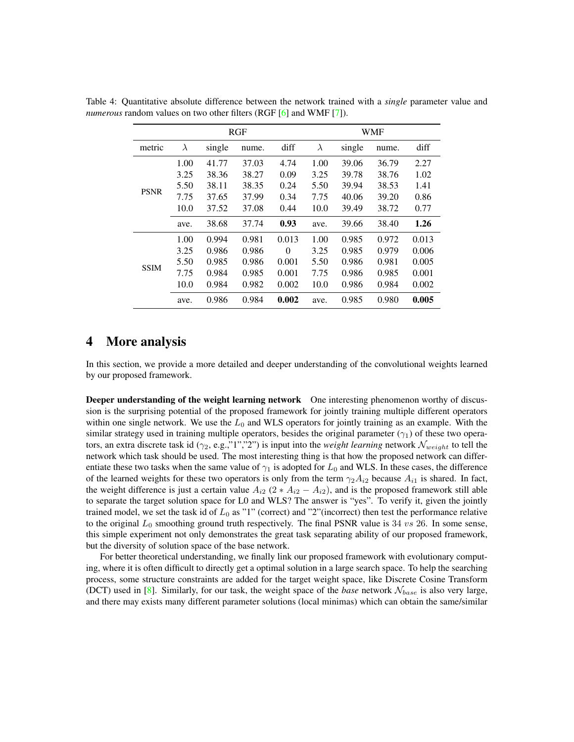Table 4: Quantitative absolute difference between the network trained with a *single* parameter value and *numerous* random values on two other filters (RGF [6] and WMF [7]).

| | RGF | | | | WMF | | | |
|---|---|---|---|---|---|---|---|---|
| metric | $\lambda$ | single | nume. | diff | $\lambda$ | single | nume. | diff |
| PSNR | 1.00 | 41.77 | 37.03 | 4.74 | 1.00 | 39.06 | 36.79 | 2.27 |
| | 3.25 | 38.36 | 38.27 | 0.09 | 3.25 | 39.78 | 38.76 | 1.02 |
| | 5.50 | 38.11 | 38.35 | 0.24 | 5.50 | 39.94 | 38.53 | 1.41 |
| | 7.75 | 37.65 | 37.99 | 0.34 | 7.75 | 40.06 | 39.20 | 0.86 |
| | 10.0 | 37.52 | 37.08 | 0.44 | 10.0 | 39.49 | 38.72 | 0.77 |
| | ave. | 38.68 | 37.74 | **0.93** | ave. | 39.66 | 38.40 | **1.26** |
| SSIM | 1.00 | 0.994 | 0.981 | 0.013 | 1.00 | 0.985 | 0.972 | 0.013 |
| | 3.25 | 0.986 | 0.986 | 0 | 3.25 | 0.985 | 0.979 | 0.006 |
| | 5.50 | 0.985 | 0.986 | 0.001 | 5.50 | 0.986 | 0.981 | 0.005 |
| | 7.75 | 0.984 | 0.985 | 0.001 | 7.75 | 0.986 | 0.985 | 0.001 |
| | 10.0 | 0.984 | 0.982 | 0.002 | 10.0 | 0.986 | 0.984 | 0.002 |
| | ave. | 0.986 | 0.984 | **0.002** | ave. | 0.985 | 0.980 | **0.005** |

# 4 More analysis

In this section, we provide a more detailed and deeper understanding of the convolutional weights learned by our proposed framework.

**Deeper understanding of the weight learning network** One interesting phenomenon worthy of discussion is the surprising potential of the proposed framework for jointly training multiple different operators within one single network. We use the $L_0$ and WLS operators for jointly training as an example. With the similar strategy used in training multiple operators, besides the original parameter ($\gamma_1$) of these two operators, an extra discrete task id ($\gamma_2$, e.g.,"1","2") is input into the *weight learning* network $\mathcal{N}_{weight}$ to tell the network which task should be used. The most interesting thing is that how the proposed network can differentiate these two tasks when the same value of $\gamma_1$ is adopted for $L_0$ and WLS. In these cases, the difference of the learned weights for these two operators is only from the term $\gamma_2 A_{i2}$ because $A_{i1}$ is shared. In fact, the weight difference is just a certain value $A_{i2}$ ($2 * A_{i2} - A_{i2}$), and is the proposed framework still able to separate the target solution space for L0 and WLS? The answer is "yes". To verify it, given the jointly trained model, we set the task id of $L_0$ as "1" (correct) and "2"(incorrect) then test the performance relative to the original $L_0$ smoothing ground truth respectively. The final PSNR value is $34$ $vs$ $26$. In some sense, this simple experiment not only demonstrates the great task separating ability of our proposed framework, but the diversity of solution space of the base network.

For better theoretical understanding, we finally link our proposed framework with evolutionary computing, where it is often difficult to directly get a optimal solution in a large search space. To help the searching process, some structure constraints are added for the target weight space, like Discrete Cosine Transform (DCT) used in [8]. Similarly, for our task, the weight space of the *base* network $\mathcal{N}_{base}$ is also very large, and there may exists many different parameter solutions (local minimas) which can obtain the same/similar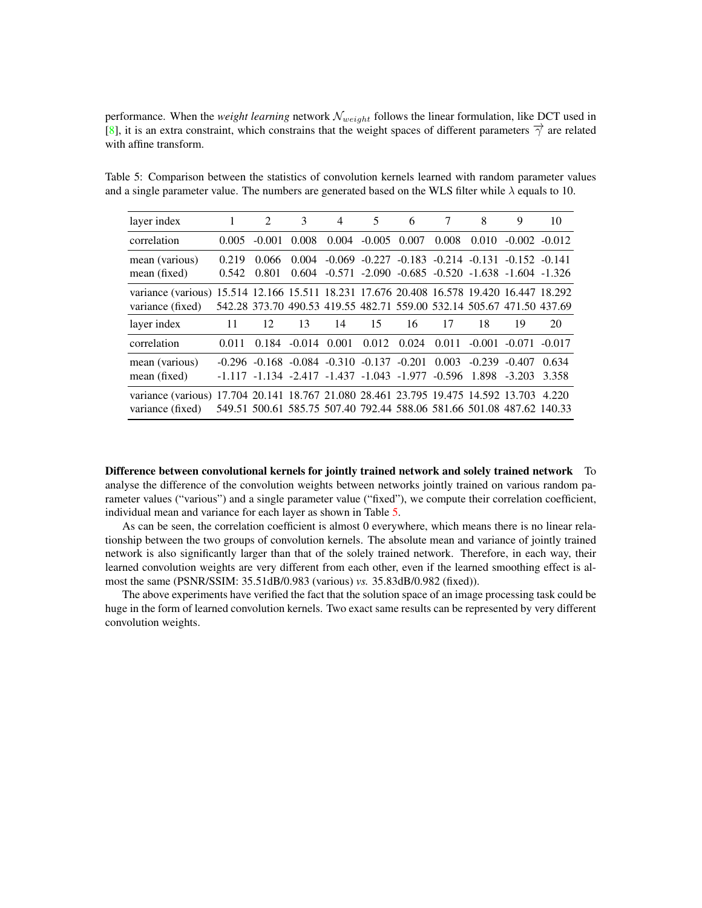performance. When the *weight learning* network $\mathcal{N}_{weight}$ follows the linear formulation, like DCT used in [8], it is an extra constraint, which constrains that the weight spaces of different parameters $\overrightarrow{\gamma}$ are related with affine transform.

Table 5: Comparison between the statistics of convolution kernels learned with random parameter values and a single parameter value. The numbers are generated based on the WLS filter while $\lambda$ equals to 10.

| layer index | 1 | 2 | 3 | 4 | 5 | 6 | 7 | 8 | 9 | 10 |
|---|---|---|---|---|---|---|---|---|---|---|
| correlation | 0.005 | -0.001 | 0.008 | 0.004 | -0.005 | 0.007 | 0.008 | 0.010 | -0.002 | -0.012 |
| mean (various) | 0.219 | 0.066 | 0.004 | -0.069 | -0.227 | -0.183 | -0.214 | -0.131 | -0.152 | -0.141 |
| mean (fixed) | 0.542 | 0.801 | 0.604 | -0.571 | -2.090 | -0.685 | -0.520 | -1.638 | -1.604 | -1.326 |
| variance (various) | 15.514 | 12.166 | 15.511 | 18.231 | 17.676 | 20.408 | 16.578 | 19.420 | 16.447 | 18.292 |
| variance (fixed) | 542.28 | 373.70 | 490.53 | 419.55 | 482.71 | 559.00 | 532.14 | 505.67 | 471.50 | 437.69 |
| layer index | 11 | 12 | 13 | 14 | 15 | 16 | 17 | 18 | 19 | 20 |
| correlation | 0.011 | 0.184 | -0.014 | 0.001 | 0.012 | 0.024 | 0.011 | -0.001 | -0.071 | -0.017 |
| mean (various) | -0.296 | -0.168 | -0.084 | -0.310 | -0.137 | -0.201 | 0.003 | -0.239 | -0.407 | 0.634 |
| mean (fixed) | -1.117 | -1.134 | -2.417 | -1.437 | -1.043 | -1.977 | -0.596 | 1.898 | -3.203 | 3.358 |
| variance (various) | 17.704 | 20.141 | 18.767 | 21.080 | 28.461 | 23.795 | 19.475 | 14.592 | 13.703 | 4.220 |
| variance (fixed) | 549.51 | 500.61 | 585.75 | 507.40 | 792.44 | 588.06 | 581.66 | 501.08 | 487.62 | 140.33 |

**Difference between convolutional kernels for jointly trained network and solely trained network** To analyse the difference of the convolution weights between networks jointly trained on various random parameter values ("various") and a single parameter value ("fixed"), we compute their correlation coefficient, individual mean and variance for each layer as shown in Table 5.

As can be seen, the correlation coefficient is almost 0 everywhere, which means there is no linear relationship between the two groups of convolution kernels. The absolute mean and variance of jointly trained network is also significantly larger than that of the solely trained network. Therefore, in each way, their learned convolution weights are very different from each other, even if the learned smoothing effect is almost the same (PSNR/SSIM: 35.51dB/0.983 (various) *vs.* 35.83dB/0.982 (fixed)).

The above experiments have verified the fact that the solution space of an image processing task could be huge in the form of learned convolution kernels. Two exact same results can be represented by very different convolution weights.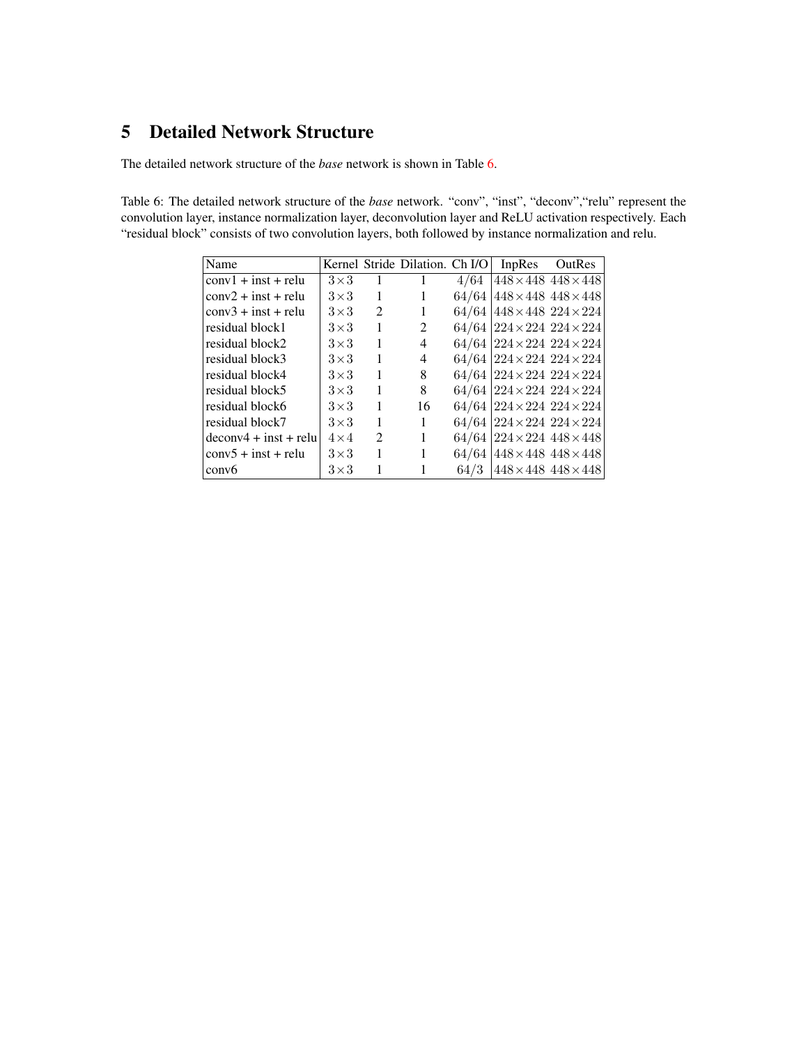# 5 Detailed Network Structure

The detailed network structure of the *base* network is shown in Table 6.

Table 6: The detailed network structure of the *base* network. "conv", "inst", "deconv","relu" represent the convolution layer, instance normalization layer, deconvolution layer and ReLU activation respectively. Each "residual block" consists of two convolution layers, both followed by instance normalization and relu.

| Name | Kernel | Stride | Dilation. | Ch I/O | InpRes | OutRes |
|---|---|---|---|---|---|---|
| conv1 + inst + relu | $3\times3$ | 1 | 1 | $4/64$ | $448\times448$ | $448\times448$ |
| conv2 + inst + relu | $3\times3$ | 1 | 1 | $64/64$ | $448\times448$ | $448\times448$ |
| conv3 + inst + relu | $3\times3$ | 2 | 1 | $64/64$ | $448\times448$ | $224\times224$ |
| residual block1 | $3\times3$ | 1 | 2 | $64/64$ | $224\times224$ | $224\times224$ |
| residual block2 | $3\times3$ | 1 | 4 | $64/64$ | $224\times224$ | $224\times224$ |
| residual block3 | $3\times3$ | 1 | 4 | $64/64$ | $224\times224$ | $224\times224$ |
| residual block4 | $3\times3$ | 1 | 8 | $64/64$ | $224\times224$ | $224\times224$ |
| residual block5 | $3\times3$ | 1 | 8 | $64/64$ | $224\times224$ | $224\times224$ |
| residual block6 | $3\times3$ | 1 | 16 | $64/64$ | $224\times224$ | $224\times224$ |
| residual block7 | $3\times3$ | 1 | 1 | $64/64$ | $224\times224$ | $224\times224$ |
| deconv4 + inst + relu | $4\times4$ | 2 | 1 | $64/64$ | $224\times224$ | $448\times448$ |
| conv5 + inst + relu | $3\times3$ | 1 | 1 | $64/64$ | $448\times448$ | $448\times448$ |
| conv6 | $3\times3$ | 1 | 1 | $64/3$ | $448\times448$ | $448\times448$ |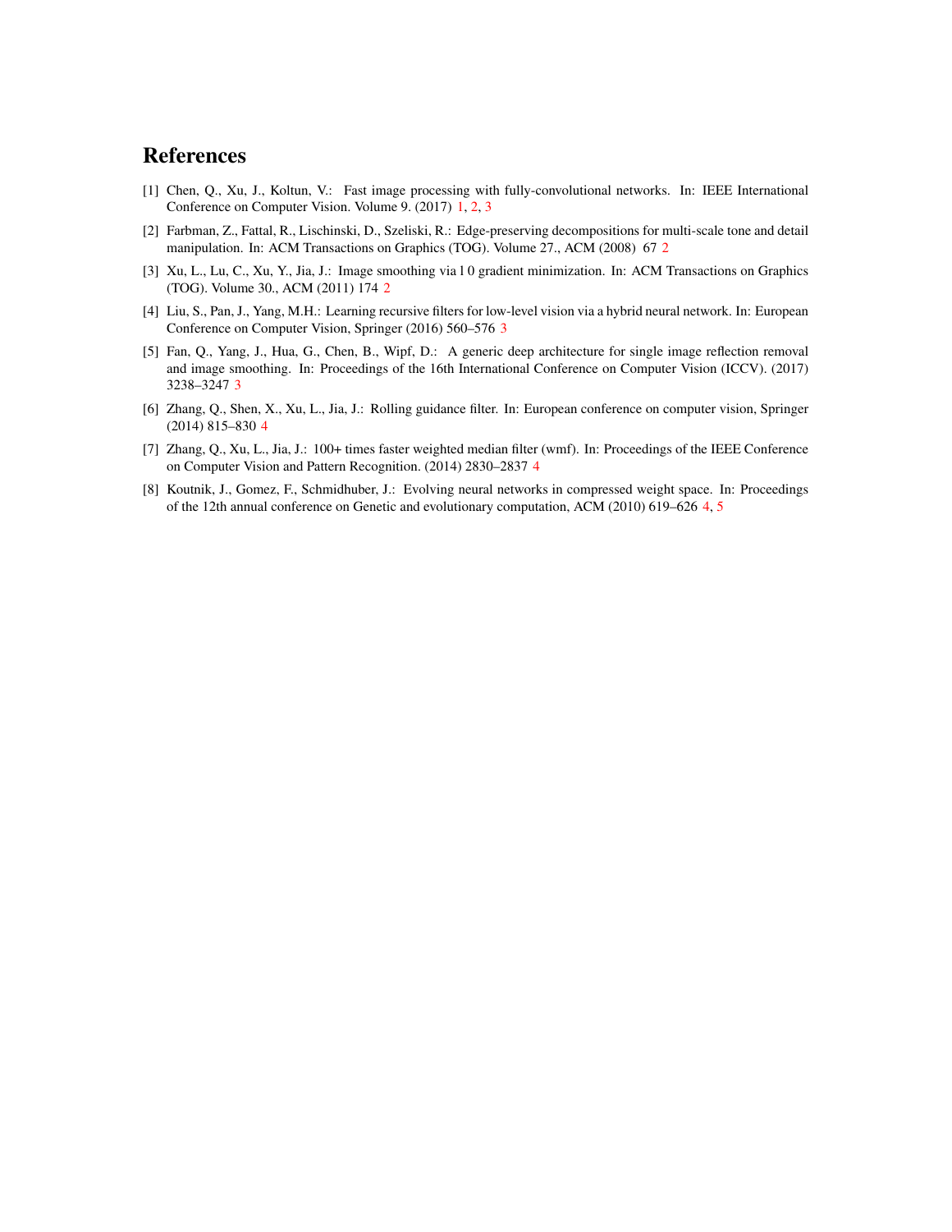# References

[1] Chen, Q., Xu, J., Koltun, V.: Fast image processing with fully-convolutional networks. In: IEEE International Conference on Computer Vision. Volume 9. (2017) 1, 2, 3

[2] Farbman, Z., Fattal, R., Lischinski, D., Szeliski, R.: Edge-preserving decompositions for multi-scale tone and detail manipulation. In: ACM Transactions on Graphics (TOG). Volume 27., ACM (2008) 67 2

[3] Xu, L., Lu, C., Xu, Y., Jia, J.: Image smoothing via l 0 gradient minimization. In: ACM Transactions on Graphics (TOG). Volume 30., ACM (2011) 174 2

[4] Liu, S., Pan, J., Yang, M.H.: Learning recursive filters for low-level vision via a hybrid neural network. In: European Conference on Computer Vision, Springer (2016) 560–576 3

[5] Fan, Q., Yang, J., Hua, G., Chen, B., Wipf, D.: A generic deep architecture for single image reflection removal and image smoothing. In: Proceedings of the 16th International Conference on Computer Vision (ICCV). (2017) 3238–3247 3

[6] Zhang, Q., Shen, X., Xu, L., Jia, J.: Rolling guidance filter. In: European conference on computer vision, Springer (2014) 815–830 4

[7] Zhang, Q., Xu, L., Jia, J.: 100+ times faster weighted median filter (wmf). In: Proceedings of the IEEE Conference on Computer Vision and Pattern Recognition. (2014) 2830–2837 4

[8] Koutnik, J., Gomez, F., Schmidhuber, J.: Evolving neural networks in compressed weight space. In: Proceedings of the 12th annual conference on Genetic and evolutionary computation, ACM (2010) 619–626 4, 5